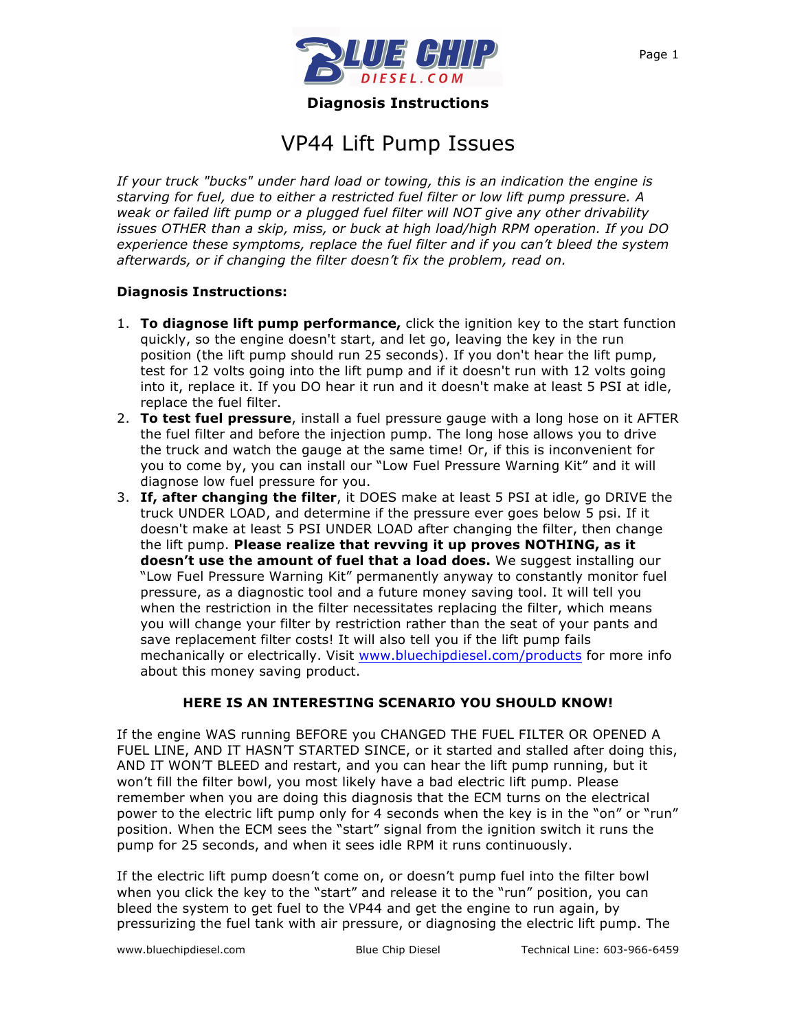**Diagnosis Instructions**

# VP44 Lift Pump Issues

*If your truck "bucks" under hard load or towing, this is an indication the engine is starving for fuel, due to either a restricted fuel filter or low lift pump pressure. A weak or failed lift pump or a plugged fuel filter will NOT give any other drivability issues OTHER than a skip, miss, or buck at high load/high RPM operation. If you DO experience these symptoms, replace the fuel filter and if you can't bleed the system afterwards, or if changing the filter doesn't fix the problem, read on.*

**Diagnosis Instructions:**

1. **To diagnose lift pump performance,** click the ignition key to the start function quickly, so the engine doesn't start, and let go, leaving the key in the run position (the lift pump should run 25 seconds). If you don't hear the lift pump, test for 12 volts going into the lift pump and if it doesn't run with 12 volts going into it, replace it. If you DO hear it run and it doesn't make at least 5 PSI at idle, replace the fuel filter.
2. **To test fuel pressure**, install a fuel pressure gauge with a long hose on it AFTER the fuel filter and before the injection pump. The long hose allows you to drive the truck and watch the gauge at the same time! Or, if this is inconvenient for you to come by, you can install our "Low Fuel Pressure Warning Kit" and it will diagnose low fuel pressure for you.
3. **If, after changing the filter**, it DOES make at least 5 PSI at idle, go DRIVE the truck UNDER LOAD, and determine if the pressure ever goes below 5 psi. If it doesn't make at least 5 PSI UNDER LOAD after changing the filter, then change the lift pump. **Please realize that revving it up proves NOTHING, as it doesn't use the amount of fuel that a load does.** We suggest installing our "Low Fuel Pressure Warning Kit" permanently anyway to constantly monitor fuel pressure, as a diagnostic tool and a future money saving tool. It will tell you when the restriction in the filter necessitates replacing the filter, which means you will change your filter by restriction rather than the seat of your pants and save replacement filter costs! It will also tell you if the lift pump fails mechanically or electrically. Visit [www.bluechipdiesel.com/products](www.bluechipdiesel.com/products) for more info about this money saving product.

**HERE IS AN INTERESTING SCENARIO YOU SHOULD KNOW!**

If the engine WAS running BEFORE you CHANGED THE FUEL FILTER OR OPENED A FUEL LINE, AND IT HASN'T STARTED SINCE, or it started and stalled after doing this, AND IT WON'T BLEED and restart, and you can hear the lift pump running, but it won't fill the filter bowl, you most likely have a bad electric lift pump. Please remember when you are doing this diagnosis that the ECM turns on the electrical power to the electric lift pump only for 4 seconds when the key is in the "on" or "run" position. When the ECM sees the "start" signal from the ignition switch it runs the pump for 25 seconds, and when it sees idle RPM it runs continuously.

If the electric lift pump doesn't come on, or doesn't pump fuel into the filter bowl when you click the key to the "start" and release it to the "run" position, you can bleed the system to get fuel to the VP44 and get the engine to run again, by pressurizing the fuel tank with air pressure, or diagnosing the electric lift pump. The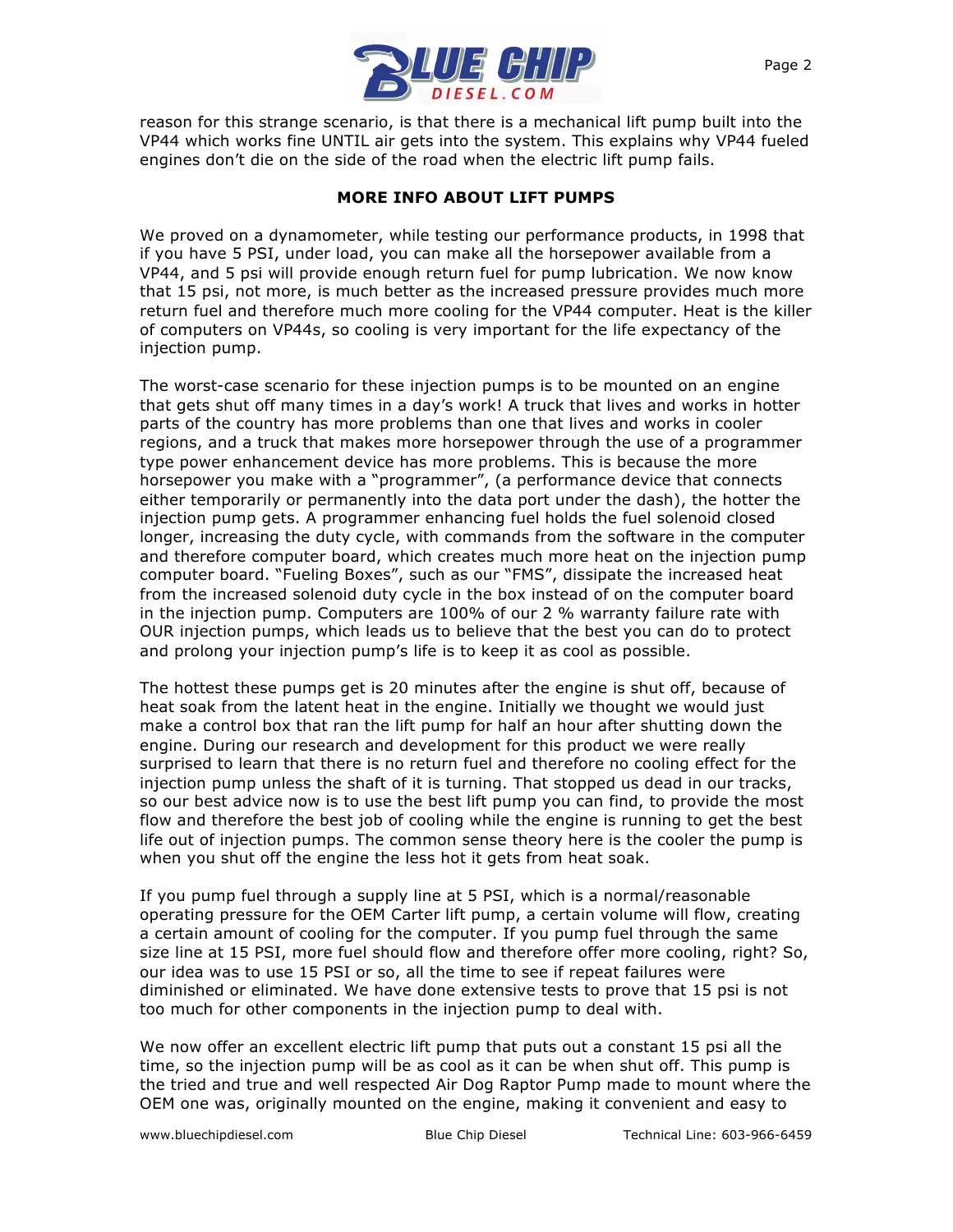reason for this strange scenario, is that there is a mechanical lift pump built into the VP44 which works fine UNTIL air gets into the system. This explains why VP44 fueled engines don't die on the side of the road when the electric lift pump fails.

## MORE INFO ABOUT LIFT PUMPS

We proved on a dynamometer, while testing our performance products, in 1998 that if you have 5 PSI, under load, you can make all the horsepower available from a VP44, and 5 psi will provide enough return fuel for pump lubrication. We now know that 15 psi, not more, is much better as the increased pressure provides much more return fuel and therefore much more cooling for the VP44 computer. Heat is the killer of computers on VP44s, so cooling is very important for the life expectancy of the injection pump.

The worst-case scenario for these injection pumps is to be mounted on an engine that gets shut off many times in a day's work! A truck that lives and works in hotter parts of the country has more problems than one that lives and works in cooler regions, and a truck that makes more horsepower through the use of a programmer type power enhancement device has more problems. This is because the more horsepower you make with a "programmer", (a performance device that connects either temporarily or permanently into the data port under the dash), the hotter the injection pump gets. A programmer enhancing fuel holds the fuel solenoid closed longer, increasing the duty cycle, with commands from the software in the computer and therefore computer board, which creates much more heat on the injection pump computer board. "Fueling Boxes", such as our "FMS", dissipate the increased heat from the increased solenoid duty cycle in the box instead of on the computer board in the injection pump. Computers are 100% of our 2 % warranty failure rate with OUR injection pumps, which leads us to believe that the best you can do to protect and prolong your injection pump's life is to keep it as cool as possible.

The hottest these pumps get is 20 minutes after the engine is shut off, because of heat soak from the latent heat in the engine. Initially we thought we would just make a control box that ran the lift pump for half an hour after shutting down the engine. During our research and development for this product we were really surprised to learn that there is no return fuel and therefore no cooling effect for the injection pump unless the shaft of it is turning. That stopped us dead in our tracks, so our best advice now is to use the best lift pump you can find, to provide the most flow and therefore the best job of cooling while the engine is running to get the best life out of injection pumps. The common sense theory here is the cooler the pump is when you shut off the engine the less hot it gets from heat soak.

If you pump fuel through a supply line at 5 PSI, which is a normal/reasonable operating pressure for the OEM Carter lift pump, a certain volume will flow, creating a certain amount of cooling for the computer. If you pump fuel through the same size line at 15 PSI, more fuel should flow and therefore offer more cooling, right? So, our idea was to use 15 PSI or so, all the time to see if repeat failures were diminished or eliminated. We have done extensive tests to prove that 15 psi is not too much for other components in the injection pump to deal with.

We now offer an excellent electric lift pump that puts out a constant 15 psi all the time, so the injection pump will be as cool as it can be when shut off. This pump is the tried and true and well respected Air Dog Raptor Pump made to mount where the OEM one was, originally mounted on the engine, making it convenient and easy to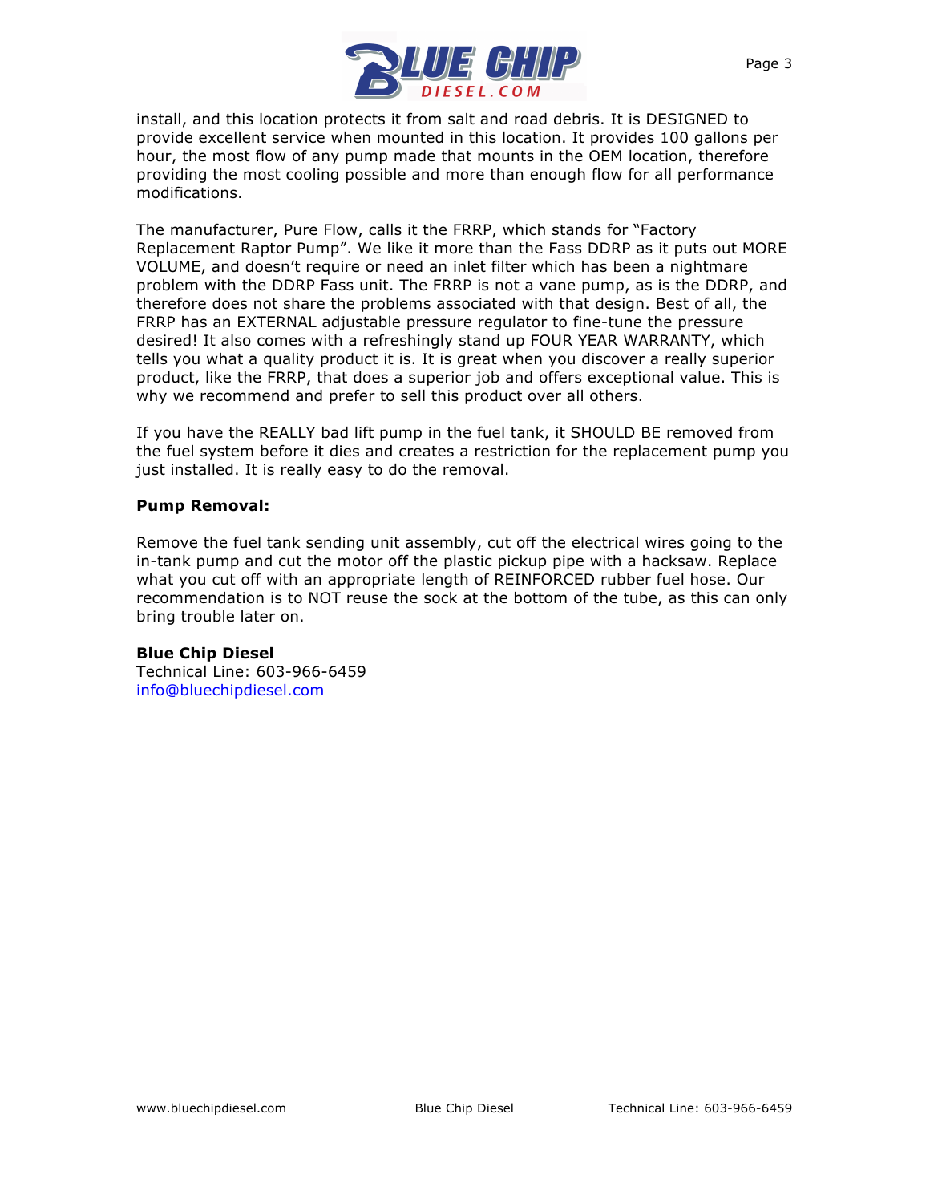install, and this location protects it from salt and road debris. It is DESIGNED to provide excellent service when mounted in this location. It provides 100 gallons per hour, the most flow of any pump made that mounts in the OEM location, therefore providing the most cooling possible and more than enough flow for all performance modifications.

The manufacturer, Pure Flow, calls it the FRRP, which stands for "Factory Replacement Raptor Pump". We like it more than the Fass DDRP as it puts out MORE VOLUME, and doesn't require or need an inlet filter which has been a nightmare problem with the DDRP Fass unit. The FRRP is not a vane pump, as is the DDRP, and therefore does not share the problems associated with that design. Best of all, the FRRP has an EXTERNAL adjustable pressure regulator to fine-tune the pressure desired! It also comes with a refreshingly stand up FOUR YEAR WARRANTY, which tells you what a quality product it is. It is great when you discover a really superior product, like the FRRP, that does a superior job and offers exceptional value. This is why we recommend and prefer to sell this product over all others.

If you have the REALLY bad lift pump in the fuel tank, it SHOULD BE removed from the fuel system before it dies and creates a restriction for the replacement pump you just installed. It is really easy to do the removal.

**Pump Removal:**

Remove the fuel tank sending unit assembly, cut off the electrical wires going to the in-tank pump and cut the motor off the plastic pickup pipe with a hacksaw. Replace what you cut off with an appropriate length of REINFORCED rubber fuel hose. Our recommendation is to NOT reuse the sock at the bottom of the tube, as this can only bring trouble later on.

**Blue Chip Diesel**
Technical Line: 603-966-6459
info@bluechipdiesel.com